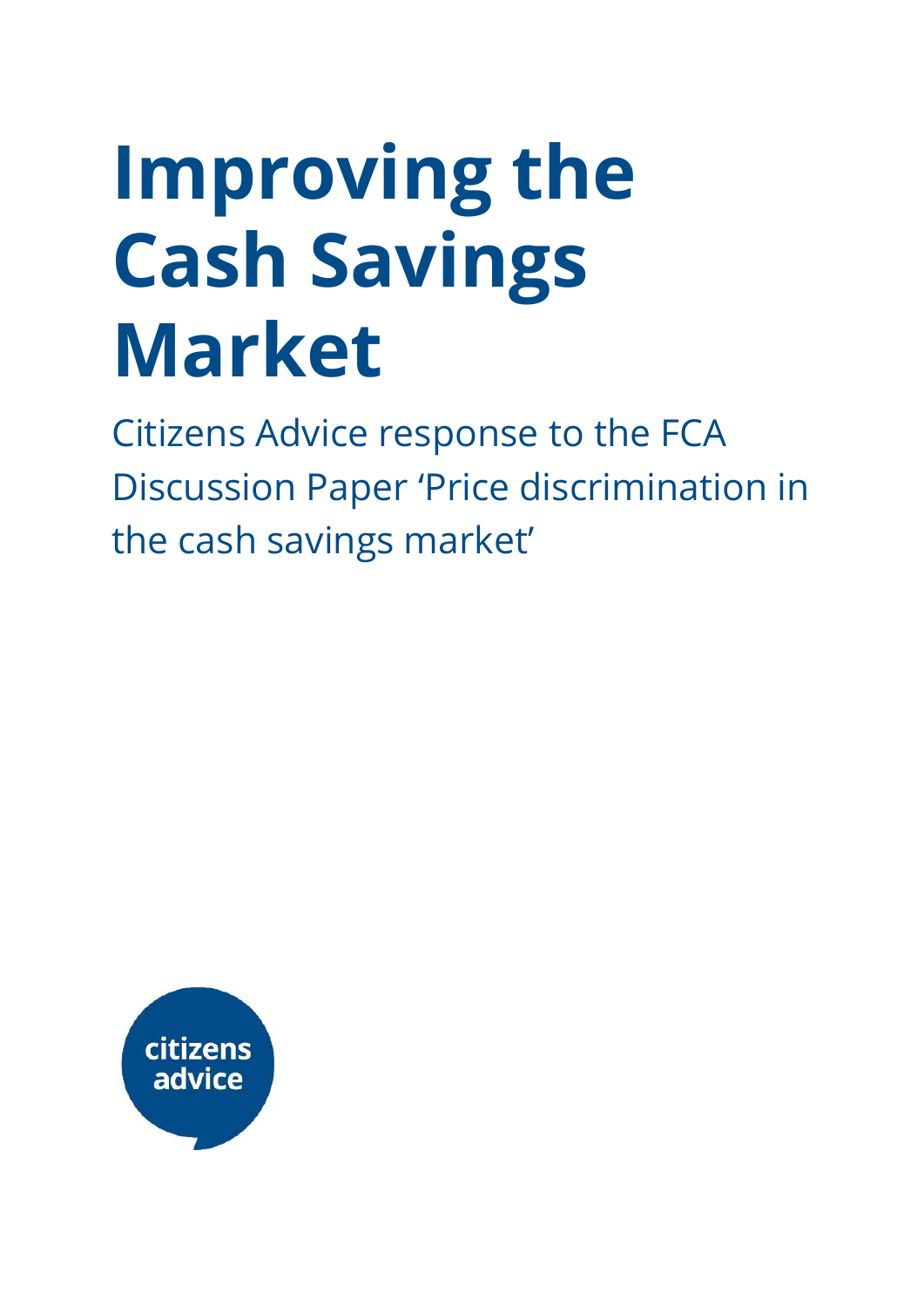# Improving the Cash Savings Market

Citizens Advice response to the FCA Discussion Paper 'Price discrimination in the cash savings market'

citizens advice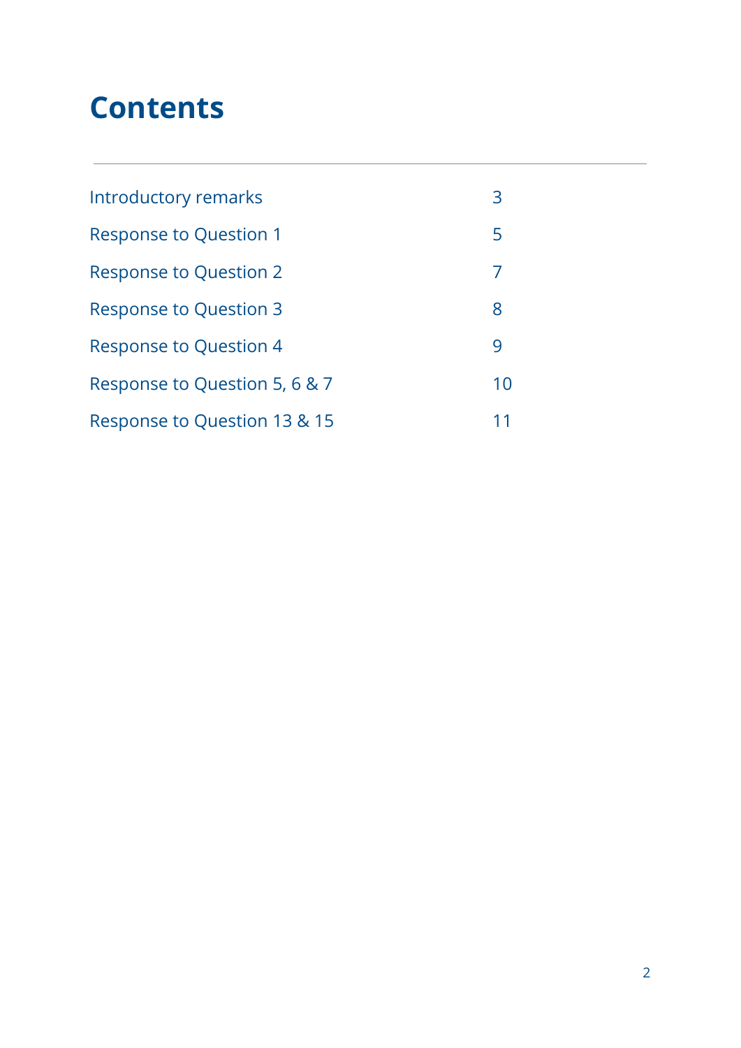# Contents

| | |
|---|---|
| Introductory remarks | 3 |
| Response to Question 1 | 5 |
| Response to Question 2 | 7 |
| Response to Question 3 | 8 |
| Response to Question 4 | 9 |
| Response to Question 5, 6 & 7 | 10 |
| Response to Question 13 & 15 | 11 |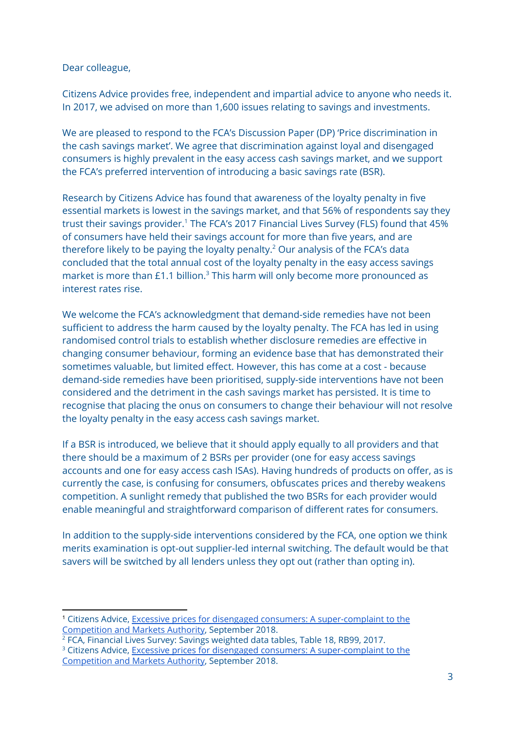Dear colleague,

Citizens Advice provides free, independent and impartial advice to anyone who needs it. In 2017, we advised on more than 1,600 issues relating to savings and investments.

We are pleased to respond to the FCA's Discussion Paper (DP) 'Price discrimination in the cash savings market'. We agree that discrimination against loyal and disengaged consumers is highly prevalent in the easy access cash savings market, and we support the FCA's preferred intervention of introducing a basic savings rate (BSR).

Research by Citizens Advice has found that awareness of the loyalty penalty in five essential markets is lowest in the savings market, and that 56% of respondents say they trust their savings provider.[1] The FCA's 2017 Financial Lives Survey (FLS) found that 45% of consumers have held their savings account for more than five years, and are therefore likely to be paying the loyalty penalty.[2] Our analysis of the FCA's data concluded that the total annual cost of the loyalty penalty in the easy access savings market is more than £1.1 billion.[3] This harm will only become more pronounced as interest rates rise.

We welcome the FCA's acknowledgment that demand-side remedies have not been sufficient to address the harm caused by the loyalty penalty. The FCA has led in using randomised control trials to establish whether disclosure remedies are effective in changing consumer behaviour, forming an evidence base that has demonstrated their sometimes valuable, but limited effect. However, this has come at a cost - because demand-side remedies have been prioritised, supply-side interventions have not been considered and the detriment in the cash savings market has persisted. It is time to recognise that placing the onus on consumers to change their behaviour will not resolve the loyalty penalty in the easy access cash savings market.

If a BSR is introduced, we believe that it should apply equally to all providers and that there should be a maximum of 2 BSRs per provider (one for easy access savings accounts and one for easy access cash ISAs). Having hundreds of products on offer, as is currently the case, is confusing for consumers, obfuscates prices and thereby weakens competition. A sunlight remedy that published the two BSRs for each provider would enable meaningful and straightforward comparison of different rates for consumers.

In addition to the supply-side interventions considered by the FCA, one option we think merits examination is opt-out supplier-led internal switching. The default would be that savers will be switched by all lenders unless they opt out (rather than opting in).

---

[1] Citizens Advice, Excessive prices for disengaged consumers: A super-complaint to the Competition and Markets Authority, September 2018.

[2] FCA, Financial Lives Survey: Savings weighted data tables, Table 18, RB99, 2017.

[3] Citizens Advice, Excessive prices for disengaged consumers: A super-complaint to the Competition and Markets Authority, September 2018.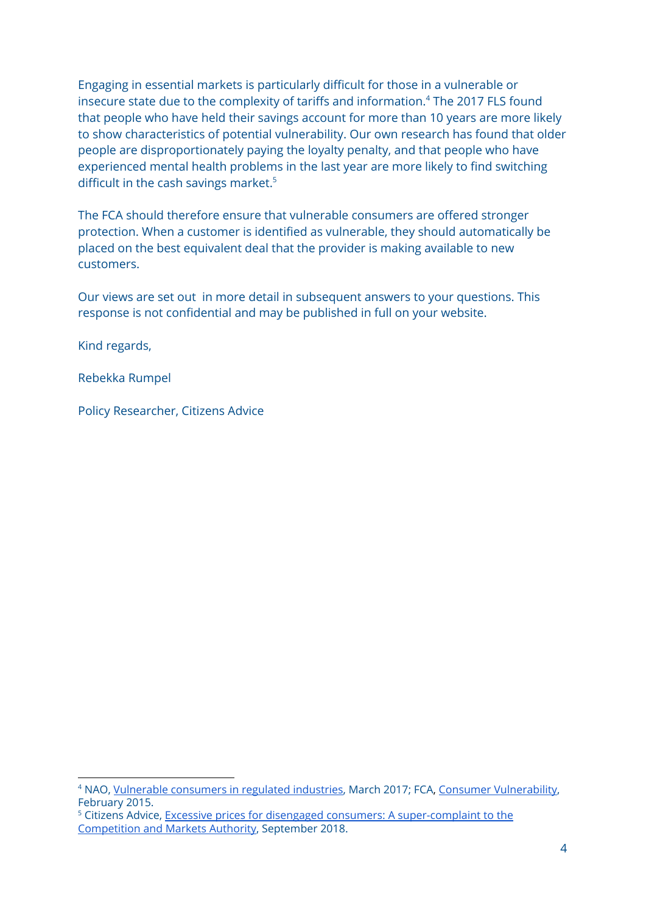Engaging in essential markets is particularly difficult for those in a vulnerable or insecure state due to the complexity of tariffs and information.[4] The 2017 FLS found that people who have held their savings account for more than 10 years are more likely to show characteristics of potential vulnerability. Our own research has found that older people are disproportionately paying the loyalty penalty, and that people who have experienced mental health problems in the last year are more likely to find switching difficult in the cash savings market.[5]

The FCA should therefore ensure that vulnerable consumers are offered stronger protection. When a customer is identified as vulnerable, they should automatically be placed on the best equivalent deal that the provider is making available to new customers.

Our views are set out in more detail in subsequent answers to your questions. This response is not confidential and may be published in full on your website.

Kind regards,

Rebekka Rumpel

Policy Researcher, Citizens Advice

---

[4] NAO, Vulnerable consumers in regulated industries, March 2017; FCA, Consumer Vulnerability, February 2015.

[5] Citizens Advice, Excessive prices for disengaged consumers: A super-complaint to the Competition and Markets Authority, September 2018.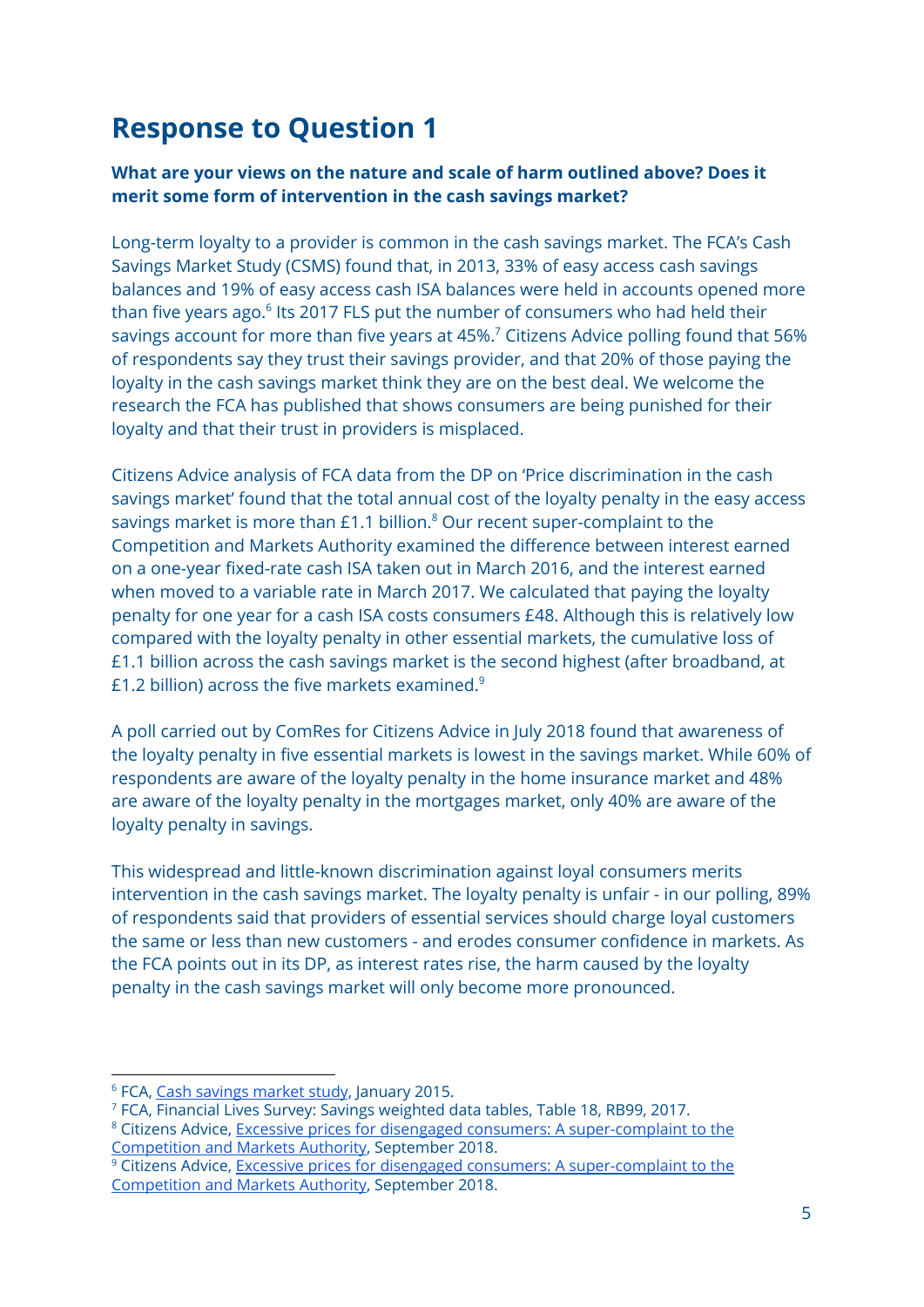## Response to Question 1

**What are your views on the nature and scale of harm outlined above? Does it merit some form of intervention in the cash savings market?**

Long-term loyalty to a provider is common in the cash savings market. The FCA's Cash Savings Market Study (CSMS) found that, in 2013, 33% of easy access cash savings balances and 19% of easy access cash ISA balances were held in accounts opened more than five years ago.[6] Its 2017 FLS put the number of consumers who had held their savings account for more than five years at 45%.[7] Citizens Advice polling found that 56% of respondents say they trust their savings provider, and that 20% of those paying the loyalty in the cash savings market think they are on the best deal. We welcome the research the FCA has published that shows consumers are being punished for their loyalty and that their trust in providers is misplaced.

Citizens Advice analysis of FCA data from the DP on 'Price discrimination in the cash savings market' found that the total annual cost of the loyalty penalty in the easy access savings market is more than £1.1 billion.[8] Our recent super-complaint to the Competition and Markets Authority examined the difference between interest earned on a one-year fixed-rate cash ISA taken out in March 2016, and the interest earned when moved to a variable rate in March 2017. We calculated that paying the loyalty penalty for one year for a cash ISA costs consumers £48. Although this is relatively low compared with the loyalty penalty in other essential markets, the cumulative loss of £1.1 billion across the cash savings market is the second highest (after broadband, at £1.2 billion) across the five markets examined.[9]

A poll carried out by ComRes for Citizens Advice in July 2018 found that awareness of the loyalty penalty in five essential markets is lowest in the savings market. While 60% of respondents are aware of the loyalty penalty in the home insurance market and 48% are aware of the loyalty penalty in the mortgages market, only 40% are aware of the loyalty penalty in savings.

This widespread and little-known discrimination against loyal consumers merits intervention in the cash savings market. The loyalty penalty is unfair - in our polling, 89% of respondents said that providers of essential services should charge loyal customers the same or less than new customers - and erodes consumer confidence in markets. As the FCA points out in its DP, as interest rates rise, the harm caused by the loyalty penalty in the cash savings market will only become more pronounced.

---

[6] FCA, Cash savings market study, January 2015.

[7] FCA, Financial Lives Survey: Savings weighted data tables, Table 18, RB99, 2017.

[8] Citizens Advice, Excessive prices for disengaged consumers: A super-complaint to the Competition and Markets Authority, September 2018.

[9] Citizens Advice, Excessive prices for disengaged consumers: A super-complaint to the Competition and Markets Authority, September 2018.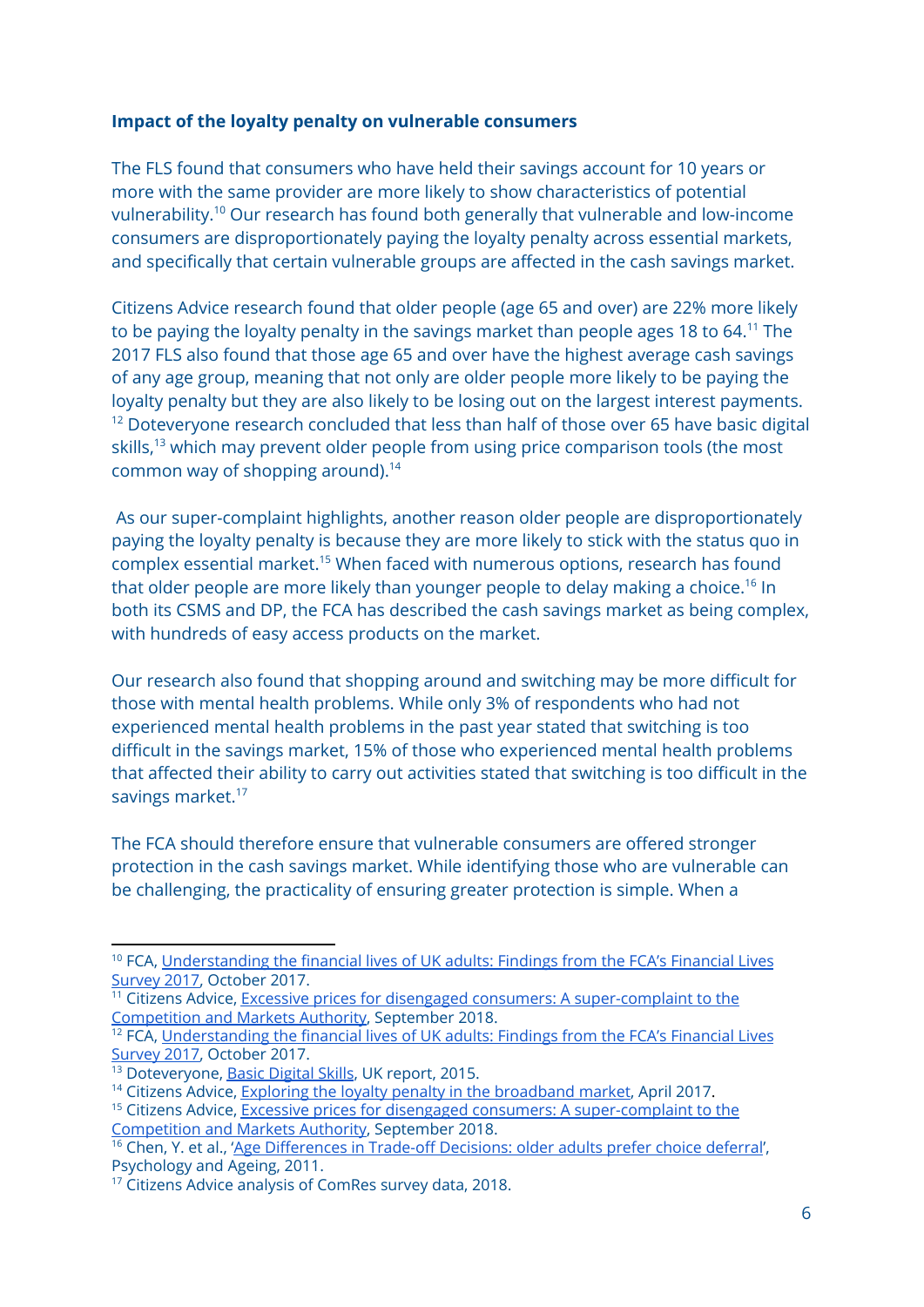**Impact of the loyalty penalty on vulnerable consumers**

The FLS found that consumers who have held their savings account for 10 years or more with the same provider are more likely to show characteristics of potential vulnerability.[10] Our research has found both generally that vulnerable and low-income consumers are disproportionately paying the loyalty penalty across essential markets, and specifically that certain vulnerable groups are affected in the cash savings market.

Citizens Advice research found that older people (age 65 and over) are 22% more likely to be paying the loyalty penalty in the savings market than people ages 18 to 64.[11] The 2017 FLS also found that those age 65 and over have the highest average cash savings of any age group, meaning that not only are older people more likely to be paying the loyalty penalty but they are also likely to be losing out on the largest interest payments.[12] Doteveryone research concluded that less than half of those over 65 have basic digital skills,[13] which may prevent older people from using price comparison tools (the most common way of shopping around).[14]

As our super-complaint highlights, another reason older people are disproportionately paying the loyalty penalty is because they are more likely to stick with the status quo in complex essential market.[15] When faced with numerous options, research has found that older people are more likely than younger people to delay making a choice.[16] In both its CSMS and DP, the FCA has described the cash savings market as being complex, with hundreds of easy access products on the market.

Our research also found that shopping around and switching may be more difficult for those with mental health problems. While only 3% of respondents who had not experienced mental health problems in the past year stated that switching is too difficult in the savings market, 15% of those who experienced mental health problems that affected their ability to carry out activities stated that switching is too difficult in the savings market.[17]

The FCA should therefore ensure that vulnerable consumers are offered stronger protection in the cash savings market. While identifying those who are vulnerable can be challenging, the practicality of ensuring greater protection is simple. When a

---

[10] FCA, Understanding the financial lives of UK adults: Findings from the FCA's Financial Lives Survey 2017, October 2017.

[11] Citizens Advice, Excessive prices for disengaged consumers: A super-complaint to the Competition and Markets Authority, September 2018.

[12] FCA, Understanding the financial lives of UK adults: Findings from the FCA's Financial Lives Survey 2017, October 2017.

[13] Doteveryone, Basic Digital Skills, UK report, 2015.

[14] Citizens Advice, Exploring the loyalty penalty in the broadband market, April 2017.

[15] Citizens Advice, Excessive prices for disengaged consumers: A super-complaint to the Competition and Markets Authority, September 2018.

[16] Chen, Y. et al., 'Age Differences in Trade-off Decisions: older adults prefer choice deferral', Psychology and Ageing, 2011.

[17] Citizens Advice analysis of ComRes survey data, 2018.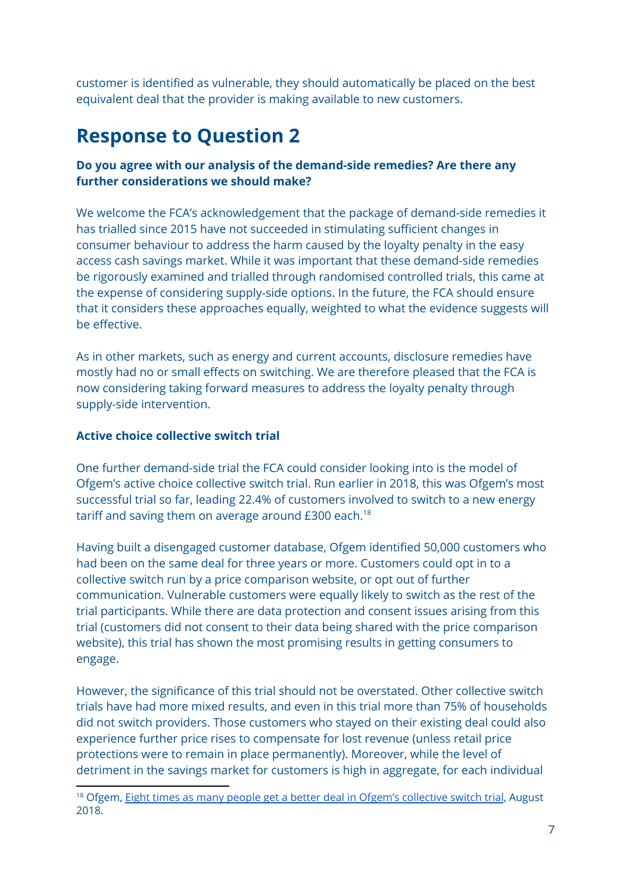customer is identified as vulnerable, they should automatically be placed on the best equivalent deal that the provider is making available to new customers.

# Response to Question 2

**Do you agree with our analysis of the demand-side remedies? Are there any further considerations we should make?**

We welcome the FCA's acknowledgement that the package of demand-side remedies it has trialled since 2015 have not succeeded in stimulating sufficient changes in consumer behaviour to address the harm caused by the loyalty penalty in the easy access cash savings market. While it was important that these demand-side remedies be rigorously examined and trialled through randomised controlled trials, this came at the expense of considering supply-side options. In the future, the FCA should ensure that it considers these approaches equally, weighted to what the evidence suggests will be effective.

As in other markets, such as energy and current accounts, disclosure remedies have mostly had no or small effects on switching. We are therefore pleased that the FCA is now considering taking forward measures to address the loyalty penalty through supply-side intervention.

**Active choice collective switch trial**

One further demand-side trial the FCA could consider looking into is the model of Ofgem's active choice collective switch trial. Run earlier in 2018, this was Ofgem's most successful trial so far, leading 22.4% of customers involved to switch to a new energy tariff and saving them on average around £300 each.[18]

Having built a disengaged customer database, Ofgem identified 50,000 customers who had been on the same deal for three years or more. Customers could opt in to a collective switch run by a price comparison website, or opt out of further communication. Vulnerable customers were equally likely to switch as the rest of the trial participants. While there are data protection and consent issues arising from this trial (customers did not consent to their data being shared with the price comparison website), this trial has shown the most promising results in getting consumers to engage.

However, the significance of this trial should not be overstated. Other collective switch trials have had more mixed results, and even in this trial more than 75% of households did not switch providers. Those customers who stayed on their existing deal could also experience further price rises to compensate for lost revenue (unless retail price protections were to remain in place permanently). Moreover, while the level of detriment in the savings market for customers is high in aggregate, for each individual

[18] Ofgem, Eight times as many people get a better deal in Ofgem's collective switch trial, August 2018.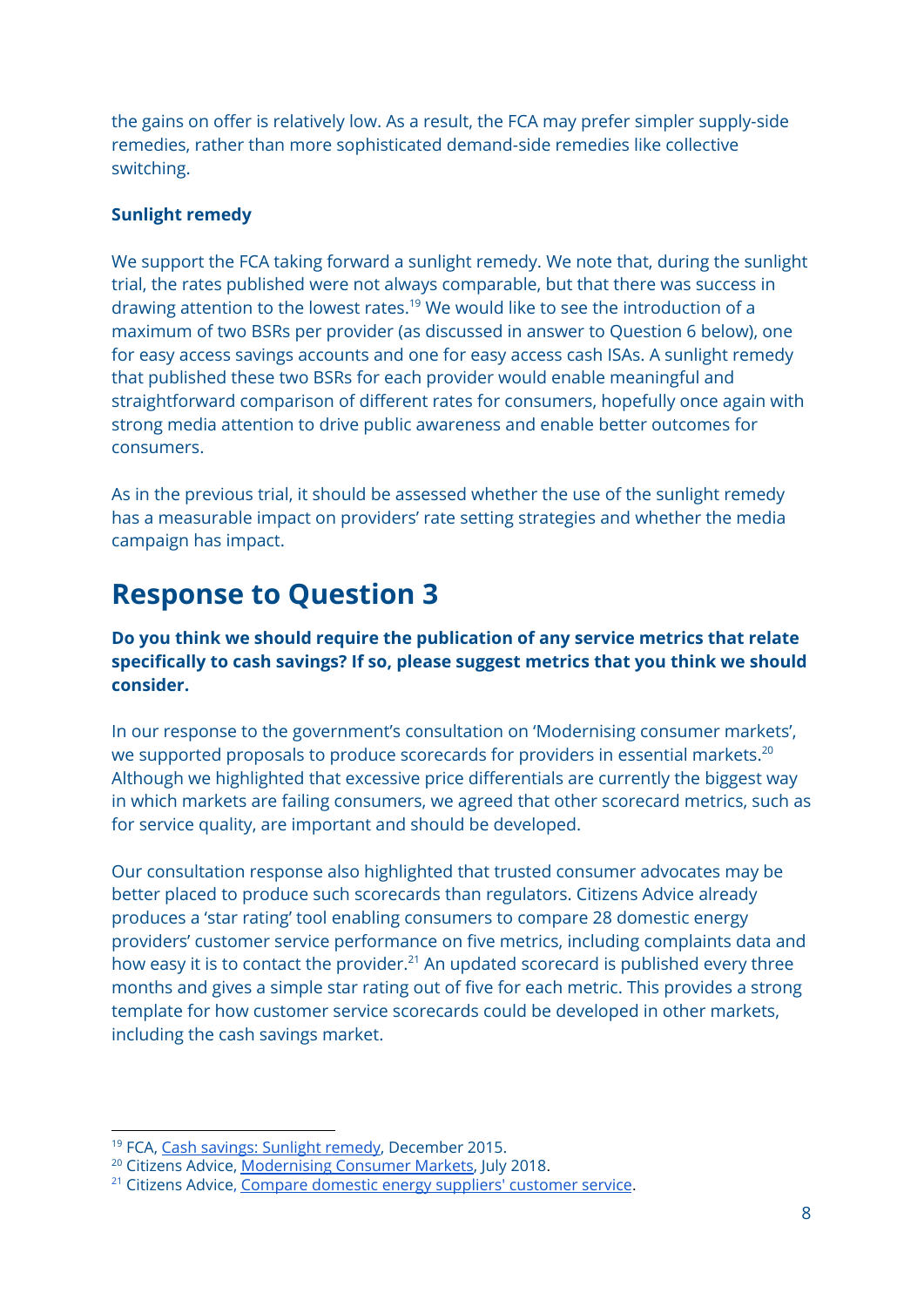the gains on offer is relatively low. As a result, the FCA may prefer simpler supply-side remedies, rather than more sophisticated demand-side remedies like collective switching.

**Sunlight remedy**

We support the FCA taking forward a sunlight remedy. We note that, during the sunlight trial, the rates published were not always comparable, but that there was success in drawing attention to the lowest rates.[19] We would like to see the introduction of a maximum of two BSRs per provider (as discussed in answer to Question 6 below), one for easy access savings accounts and one for easy access cash ISAs. A sunlight remedy that published these two BSRs for each provider would enable meaningful and straightforward comparison of different rates for consumers, hopefully once again with strong media attention to drive public awareness and enable better outcomes for consumers.

As in the previous trial, it should be assessed whether the use of the sunlight remedy has a measurable impact on providers' rate setting strategies and whether the media campaign has impact.

# Response to Question 3

**Do you think we should require the publication of any service metrics that relate specifically to cash savings? If so, please suggest metrics that you think we should consider.**

In our response to the government's consultation on 'Modernising consumer markets', we supported proposals to produce scorecards for providers in essential markets.[20] Although we highlighted that excessive price differentials are currently the biggest way in which markets are failing consumers, we agreed that other scorecard metrics, such as for service quality, are important and should be developed.

Our consultation response also highlighted that trusted consumer advocates may be better placed to produce such scorecards than regulators. Citizens Advice already produces a 'star rating' tool enabling consumers to compare 28 domestic energy providers' customer service performance on five metrics, including complaints data and how easy it is to contact the provider.[21] An updated scorecard is published every three months and gives a simple star rating out of five for each metric. This provides a strong template for how customer service scorecards could be developed in other markets, including the cash savings market.

---

[19] FCA, Cash savings: Sunlight remedy, December 2015.
[20] Citizens Advice, Modernising Consumer Markets, July 2018.
[21] Citizens Advice, Compare domestic energy suppliers' customer service.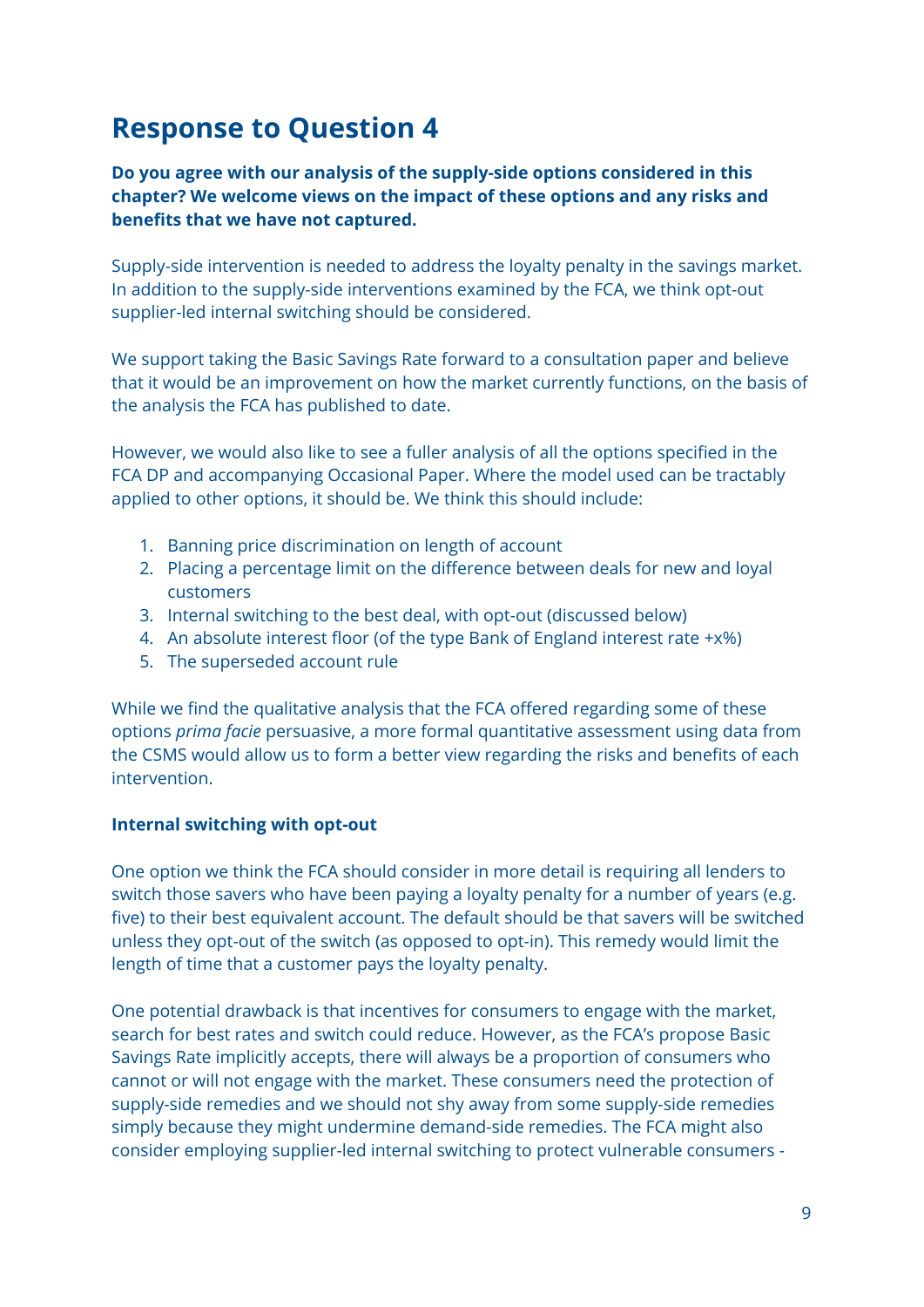## Response to Question 4

**Do you agree with our analysis of the supply-side options considered in this chapter? We welcome views on the impact of these options and any risks and benefits that we have not captured.**

Supply-side intervention is needed to address the loyalty penalty in the savings market. In addition to the supply-side interventions examined by the FCA, we think opt-out supplier-led internal switching should be considered.

We support taking the Basic Savings Rate forward to a consultation paper and believe that it would be an improvement on how the market currently functions, on the basis of the analysis the FCA has published to date.

However, we would also like to see a fuller analysis of all the options specified in the FCA DP and accompanying Occasional Paper. Where the model used can be tractably applied to other options, it should be. We think this should include:

1. Banning price discrimination on length of account
2. Placing a percentage limit on the difference between deals for new and loyal customers
3. Internal switching to the best deal, with opt-out (discussed below)
4. An absolute interest floor (of the type Bank of England interest rate +x%)
5. The superseded account rule

While we find the qualitative analysis that the FCA offered regarding some of these options *prima facie* persuasive, a more formal quantitative assessment using data from the CSMS would allow us to form a better view regarding the risks and benefits of each intervention.

**Internal switching with opt-out**

One option we think the FCA should consider in more detail is requiring all lenders to switch those savers who have been paying a loyalty penalty for a number of years (e.g. five) to their best equivalent account. The default should be that savers will be switched unless they opt-out of the switch (as opposed to opt-in). This remedy would limit the length of time that a customer pays the loyalty penalty.

One potential drawback is that incentives for consumers to engage with the market, search for best rates and switch could reduce. However, as the FCA's propose Basic Savings Rate implicitly accepts, there will always be a proportion of consumers who cannot or will not engage with the market. These consumers need the protection of supply-side remedies and we should not shy away from some supply-side remedies simply because they might undermine demand-side remedies. The FCA might also consider employing supplier-led internal switching to protect vulnerable consumers -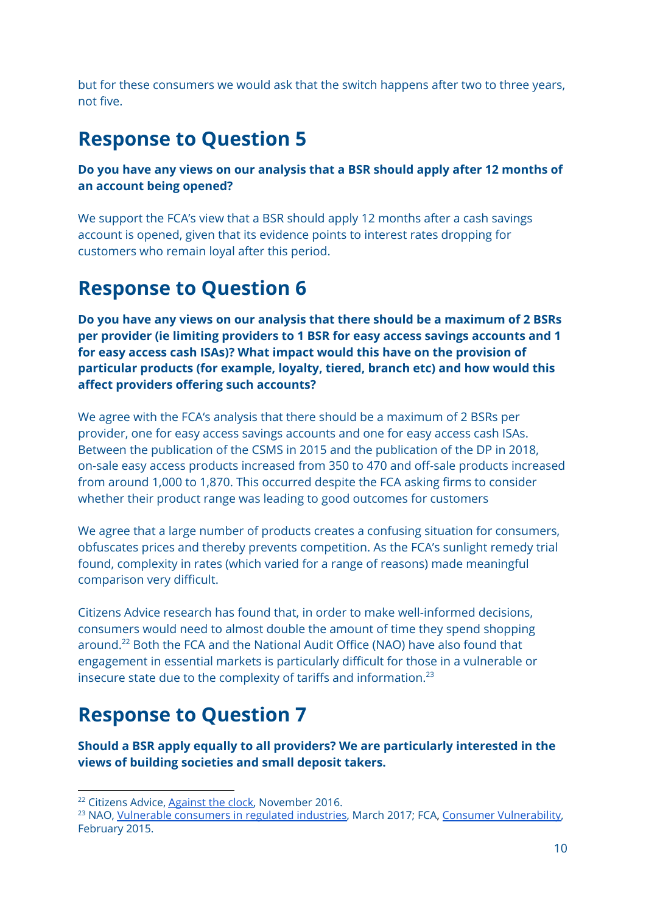but for these consumers we would ask that the switch happens after two to three years, not five.

## Response to Question 5

**Do you have any views on our analysis that a BSR should apply after 12 months of an account being opened?**

We support the FCA's view that a BSR should apply 12 months after a cash savings account is opened, given that its evidence points to interest rates dropping for customers who remain loyal after this period.

## Response to Question 6

**Do you have any views on our analysis that there should be a maximum of 2 BSRs per provider (ie limiting providers to 1 BSR for easy access savings accounts and 1 for easy access cash ISAs)? What impact would this have on the provision of particular products (for example, loyalty, tiered, branch etc) and how would this affect providers offering such accounts?**

We agree with the FCA's analysis that there should be a maximum of 2 BSRs per provider, one for easy access savings accounts and one for easy access cash ISAs. Between the publication of the CSMS in 2015 and the publication of the DP in 2018, on-sale easy access products increased from 350 to 470 and off-sale products increased from around 1,000 to 1,870. This occurred despite the FCA asking firms to consider whether their product range was leading to good outcomes for customers

We agree that a large number of products creates a confusing situation for consumers, obfuscates prices and thereby prevents competition. As the FCA's sunlight remedy trial found, complexity in rates (which varied for a range of reasons) made meaningful comparison very difficult.

Citizens Advice research has found that, in order to make well-informed decisions, consumers would need to almost double the amount of time they spend shopping around.[22] Both the FCA and the National Audit Office (NAO) have also found that engagement in essential markets is particularly difficult for those in a vulnerable or insecure state due to the complexity of tariffs and information.[23]

## Response to Question 7

**Should a BSR apply equally to all providers? We are particularly interested in the views of building societies and small deposit takers.**

---

[22] Citizens Advice, Against the clock, November 2016.

[23] NAO, Vulnerable consumers in regulated industries, March 2017; FCA, Consumer Vulnerability, February 2015.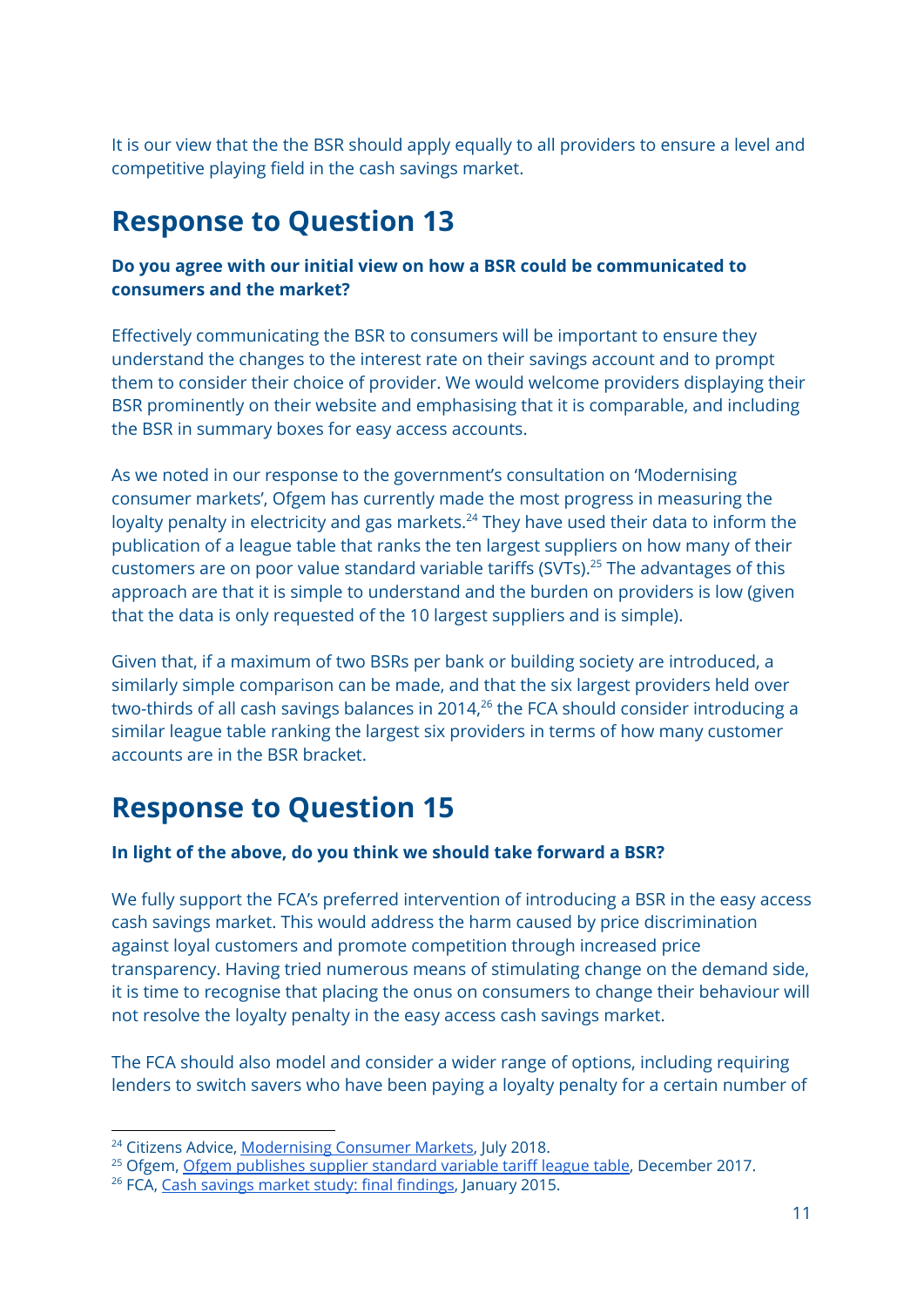It is our view that the the BSR should apply equally to all providers to ensure a level and competitive playing field in the cash savings market.

## Response to Question 13

**Do you agree with our initial view on how a BSR could be communicated to consumers and the market?**

Effectively communicating the BSR to consumers will be important to ensure they understand the changes to the interest rate on their savings account and to prompt them to consider their choice of provider. We would welcome providers displaying their BSR prominently on their website and emphasising that it is comparable, and including the BSR in summary boxes for easy access accounts.

As we noted in our response to the government's consultation on 'Modernising consumer markets', Ofgem has currently made the most progress in measuring the loyalty penalty in electricity and gas markets.[24] They have used their data to inform the publication of a league table that ranks the ten largest suppliers on how many of their customers are on poor value standard variable tariffs (SVTs).[25] The advantages of this approach are that it is simple to understand and the burden on providers is low (given that the data is only requested of the 10 largest suppliers and is simple).

Given that, if a maximum of two BSRs per bank or building society are introduced, a similarly simple comparison can be made, and that the six largest providers held over two-thirds of all cash savings balances in 2014,[26] the FCA should consider introducing a similar league table ranking the largest six providers in terms of how many customer accounts are in the BSR bracket.

## Response to Question 15

**In light of the above, do you think we should take forward a BSR?**

We fully support the FCA's preferred intervention of introducing a BSR in the easy access cash savings market. This would address the harm caused by price discrimination against loyal customers and promote competition through increased price transparency. Having tried numerous means of stimulating change on the demand side, it is time to recognise that placing the onus on consumers to change their behaviour will not resolve the loyalty penalty in the easy access cash savings market.

The FCA should also model and consider a wider range of options, including requiring lenders to switch savers who have been paying a loyalty penalty for a certain number of

[24] Citizens Advice, Modernising Consumer Markets, July 2018.
[25] Ofgem, Ofgem publishes supplier standard variable tariff league table, December 2017.
[26] FCA, Cash savings market study: final findings, January 2015.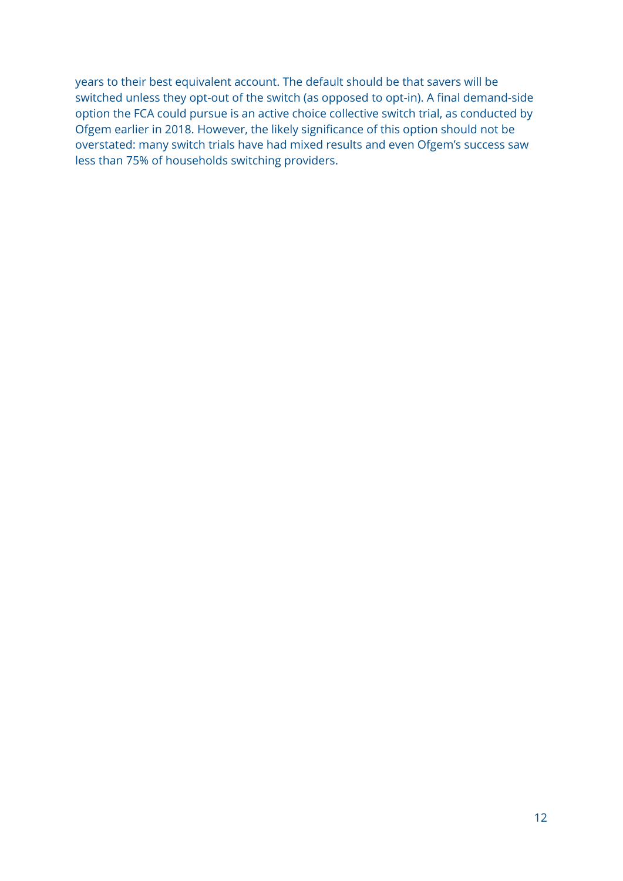years to their best equivalent account. The default should be that savers will be switched unless they opt-out of the switch (as opposed to opt-in). A final demand-side option the FCA could pursue is an active choice collective switch trial, as conducted by Ofgem earlier in 2018. However, the likely significance of this option should not be overstated: many switch trials have had mixed results and even Ofgem's success saw less than 75% of households switching providers.